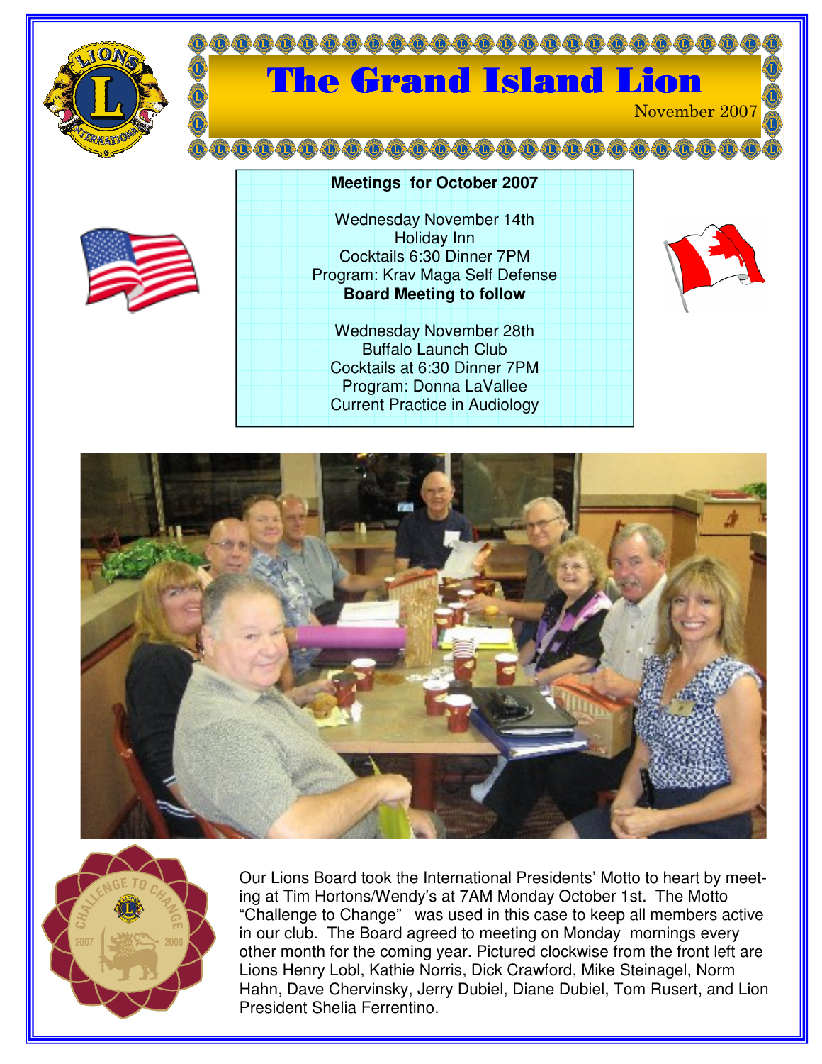# The Grand Island Lion

November 2007

**Meetings for October 2007**

Wednesday November 14th
Holiday Inn
Cocktails 6:30 Dinner 7PM
Program: Krav Maga Self Defense
**Board Meeting to follow**

Wednesday November 28th
Buffalo Launch Club
Cocktails at 6:30 Dinner 7PM
Program: Donna LaVallee
Current Practice in Audiology

Our Lions Board took the International Presidents' Motto to heart by meeting at Tim Hortons/Wendy's at 7AM Monday October 1st. The Motto "Challenge to Change" was used in this case to keep all members active in our club. The Board agreed to meeting on Monday mornings every other month for the coming year. Pictured clockwise from the front left are Lions Henry Lobl, Kathie Norris, Dick Crawford, Mike Steinagel, Norm Hahn, Dave Chervinsky, Jerry Dubiel, Diane Dubiel, Tom Rusert, and Lion President Shelia Ferrentino.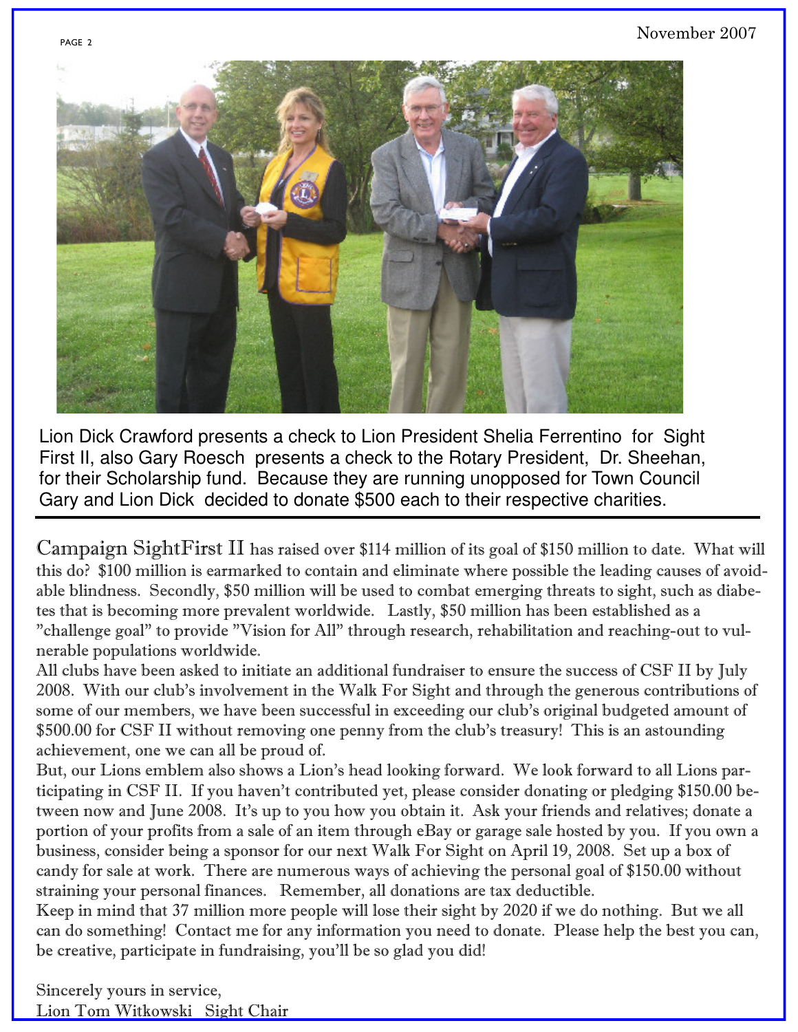Lion Dick Crawford presents a check to Lion President Shelia Ferrentino for Sight First II, also Gary Roesch presents a check to the Rotary President, Dr. Sheehan, for their Scholarship fund. Because they are running unopposed for Town Council Gary and Lion Dick decided to donate $500 each to their respective charities.

---

Campaign SightFirst II has raised over $114 million of its goal of $150 million to date. What will this do? $100 million is earmarked to contain and eliminate where possible the leading causes of avoidable blindness. Secondly, $50 million will be used to combat emerging threats to sight, such as diabetes that is becoming more prevalent worldwide. Lastly, $50 million has been established as a "challenge goal" to provide "Vision for All" through research, rehabilitation and reaching-out to vulnerable populations worldwide.

All clubs have been asked to initiate an additional fundraiser to ensure the success of CSF II by July 2008. With our club's involvement in the Walk For Sight and through the generous contributions of some of our members, we have been successful in exceeding our club's original budgeted amount of $500.00 for CSF II without removing one penny from the club's treasury! This is an astounding achievement, one we can all be proud of.

But, our Lions emblem also shows a Lion's head looking forward. We look forward to all Lions participating in CSF II. If you haven't contributed yet, please consider donating or pledging $150.00 between now and June 2008. It's up to you how you obtain it. Ask your friends and relatives; donate a portion of your profits from a sale of an item through eBay or garage sale hosted by you. If you own a business, consider being a sponsor for our next Walk For Sight on April 19, 2008. Set up a box of candy for sale at work. There are numerous ways of achieving the personal goal of $150.00 without straining your personal finances. Remember, all donations are tax deductible.

Keep in mind that 37 million more people will lose their sight by 2020 if we do nothing. But we all can do something! Contact me for any information you need to donate. Please help the best you can, be creative, participate in fundraising, you'll be so glad you did!

Sincerely yours in service,
Lion Tom Witkowski Sight Chair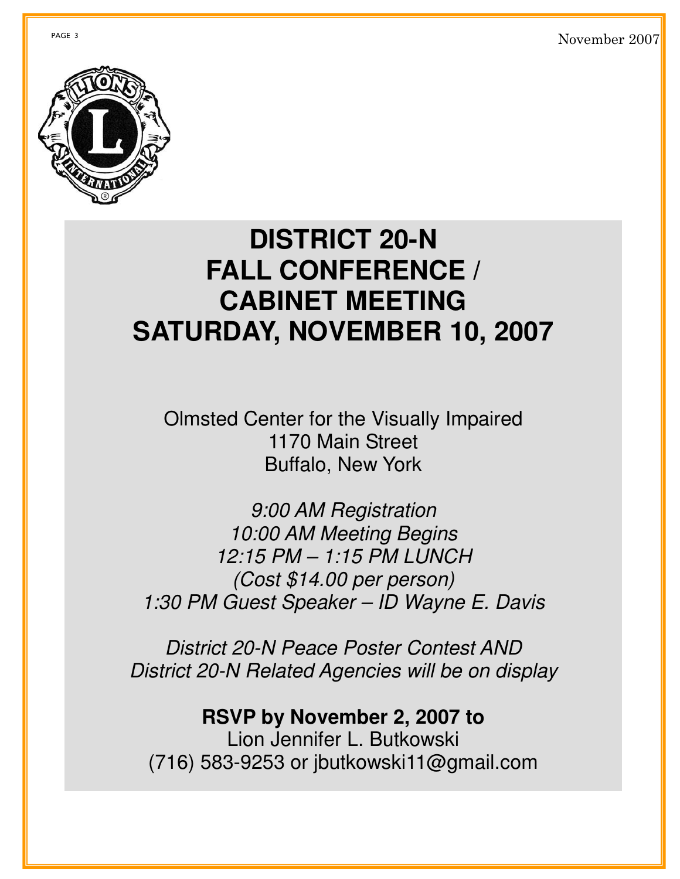# DISTRICT 20-N
# FALL CONFERENCE / CABINET MEETING
# SATURDAY, NOVEMBER 10, 2007

Olmsted Center for the Visually Impaired
1170 Main Street
Buffalo, New York

*9:00 AM Registration*
*10:00 AM Meeting Begins*
*12:15 PM – 1:15 PM LUNCH*
*(Cost $14.00 per person)*
*1:30 PM Guest Speaker – ID Wayne E. Davis*

*District 20-N Peace Poster Contest AND*
*District 20-N Related Agencies will be on display*

**RSVP by November 2, 2007 to**
Lion Jennifer L. Butkowski
(716) 583-9253 or jbutkowski11@gmail.com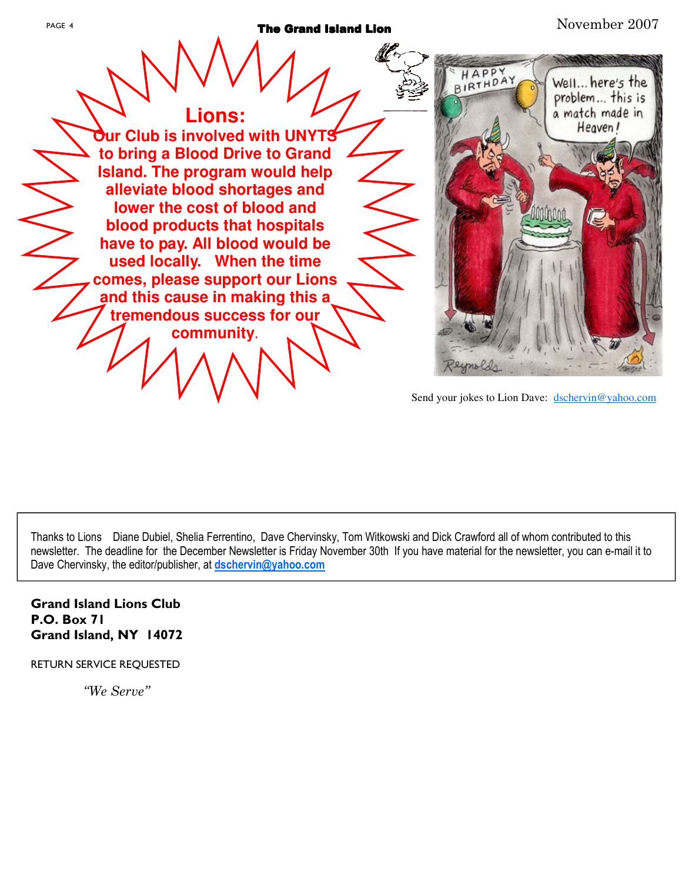## Lions:

**Our Club is involved with UNYTS to bring a Blood Drive to Grand Island. The program would help alleviate blood shortages and lower the cost of blood and blood products that hospitals have to pay. All blood would be used locally. When the time comes, please support our Lions and this cause in making this a tremendous success for our community.**

Send your jokes to Lion Dave: dschervin@yahoo.com

Thanks to Lions Diane Dubiel, Shelia Ferrentino, Dave Chervinsky, Tom Witkowski and Dick Crawford all of whom contributed to this newsletter. The deadline for the December Newsletter is Friday November 30th If you have material for the newsletter, you can e-mail it to Dave Chervinsky, the editor/publisher, at **dschervin@yahoo.com**

**Grand Island Lions Club**
**P.O. Box 71**
**Grand Island, NY 14072**

RETURN SERVICE REQUESTED

*"We Serve"*